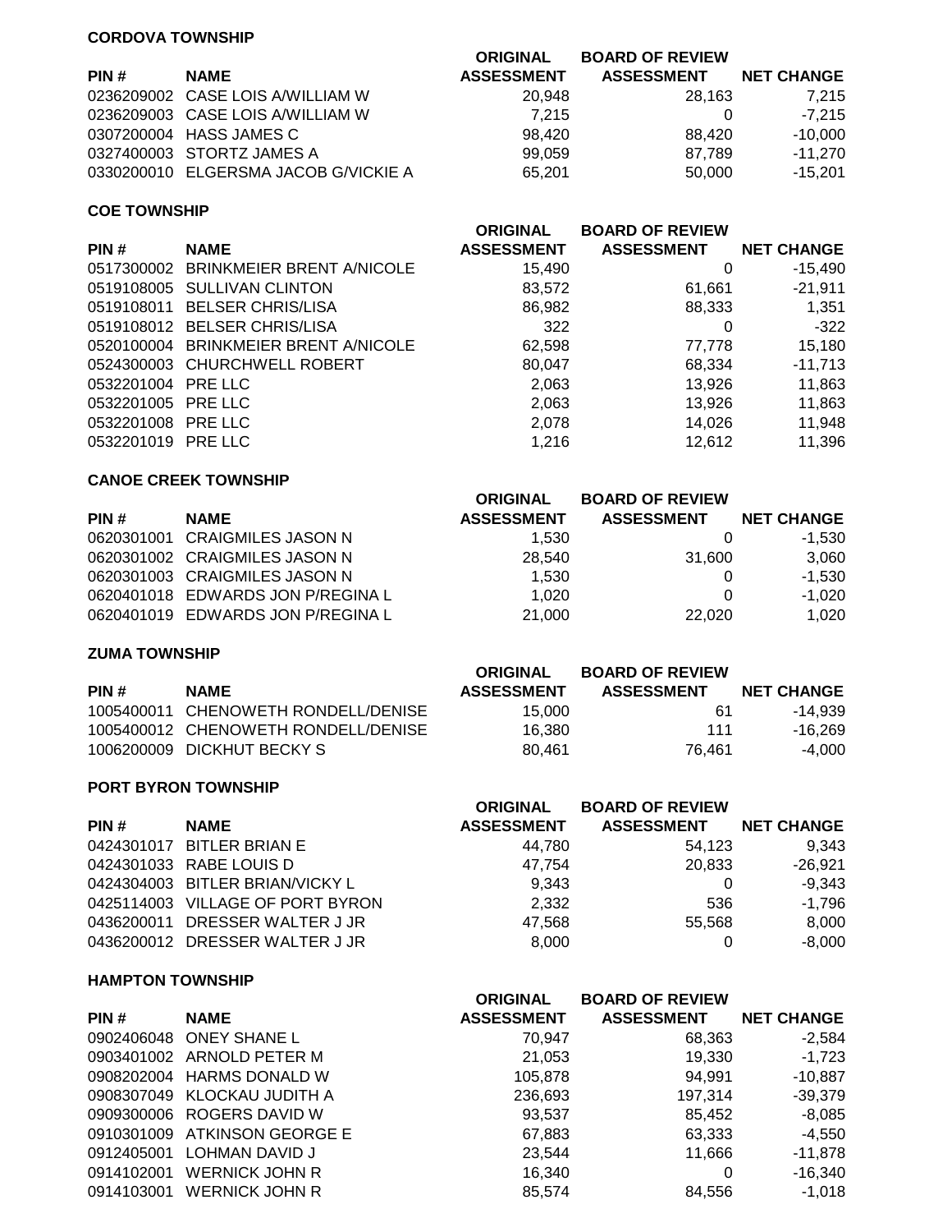**CORDOVA TOWNSHIP**

| PIN # | NAME | ORIGINAL ASSESSMENT | BOARD OF REVIEW ASSESSMENT | NET CHANGE |
|---|---|---|---|---|
| 0236209002 | CASE LOIS A/WILLIAM W | 20,948 | 28,163 | 7,215 |
| 0236209003 | CASE LOIS A/WILLIAM W | 7,215 | 0 | -7,215 |
| 0307200004 | HASS JAMES C | 98,420 | 88,420 | -10,000 |
| 0327400003 | STORTZ JAMES A | 99,059 | 87,789 | -11,270 |
| 0330200010 | ELGERSMA JACOB G/VICKIE A | 65,201 | 50,000 | -15,201 |

**COE TOWNSHIP**

| PIN # | NAME | ORIGINAL ASSESSMENT | BOARD OF REVIEW ASSESSMENT | NET CHANGE |
|---|---|---|---|---|
| 0517300002 | BRINKMEIER BRENT A/NICOLE | 15,490 | 0 | -15,490 |
| 0519108005 | SULLIVAN CLINTON | 83,572 | 61,661 | -21,911 |
| 0519108011 | BELSER CHRIS/LISA | 86,982 | 88,333 | 1,351 |
| 0519108012 | BELSER CHRIS/LISA | 322 | 0 | -322 |
| 0520100004 | BRINKMEIER BRENT A/NICOLE | 62,598 | 77,778 | 15,180 |
| 0524300003 | CHURCHWELL ROBERT | 80,047 | 68,334 | -11,713 |
| 0532201004 | PRE LLC | 2,063 | 13,926 | 11,863 |
| 0532201005 | PRE LLC | 2,063 | 13,926 | 11,863 |
| 0532201008 | PRE LLC | 2,078 | 14,026 | 11,948 |
| 0532201019 | PRE LLC | 1,216 | 12,612 | 11,396 |

**CANOE CREEK TOWNSHIP**

| PIN # | NAME | ORIGINAL ASSESSMENT | BOARD OF REVIEW ASSESSMENT | NET CHANGE |
|---|---|---|---|---|
| 0620301001 | CRAIGMILES JASON N | 1,530 | 0 | -1,530 |
| 0620301002 | CRAIGMILES JASON N | 28,540 | 31,600 | 3,060 |
| 0620301003 | CRAIGMILES JASON N | 1,530 | 0 | -1,530 |
| 0620401018 | EDWARDS JON P/REGINA L | 1,020 | 0 | -1,020 |
| 0620401019 | EDWARDS JON P/REGINA L | 21,000 | 22,020 | 1,020 |

**ZUMA TOWNSHIP**

| PIN # | NAME | ORIGINAL ASSESSMENT | BOARD OF REVIEW ASSESSMENT | NET CHANGE |
|---|---|---|---|---|
| 1005400011 | CHENOWETH RONDELL/DENISE | 15,000 | 61 | -14,939 |
| 1005400012 | CHENOWETH RONDELL/DENISE | 16,380 | 111 | -16,269 |
| 1006200009 | DICKHUT BECKY S | 80,461 | 76,461 | -4,000 |

**PORT BYRON TOWNSHIP**

| PIN # | NAME | ORIGINAL ASSESSMENT | BOARD OF REVIEW ASSESSMENT | NET CHANGE |
|---|---|---|---|---|
| 0424301017 | BITLER BRIAN E | 44,780 | 54,123 | 9,343 |
| 0424301033 | RABE LOUIS D | 47,754 | 20,833 | -26,921 |
| 0424304003 | BITLER BRIAN/VICKY L | 9,343 | 0 | -9,343 |
| 0425114003 | VILLAGE OF PORT BYRON | 2,332 | 536 | -1,796 |
| 0436200011 | DRESSER WALTER J JR | 47,568 | 55,568 | 8,000 |
| 0436200012 | DRESSER WALTER J JR | 8,000 | 0 | -8,000 |

**HAMPTON TOWNSHIP**

| PIN # | NAME | ORIGINAL ASSESSMENT | BOARD OF REVIEW ASSESSMENT | NET CHANGE |
|---|---|---|---|---|
| 0902406048 | ONEY SHANE L | 70,947 | 68,363 | -2,584 |
| 0903401002 | ARNOLD PETER M | 21,053 | 19,330 | -1,723 |
| 0908202004 | HARMS DONALD W | 105,878 | 94,991 | -10,887 |
| 0908307049 | KLOCKAU JUDITH A | 236,693 | 197,314 | -39,379 |
| 0909300006 | ROGERS DAVID W | 93,537 | 85,452 | -8,085 |
| 0910301009 | ATKINSON GEORGE E | 67,883 | 63,333 | -4,550 |
| 0912405001 | LOHMAN DAVID J | 23,544 | 11,666 | -11,878 |
| 0914102001 | WERNICK JOHN R | 16,340 | 0 | -16,340 |
| 0914103001 | WERNICK JOHN R | 85,574 | 84,556 | -1,018 |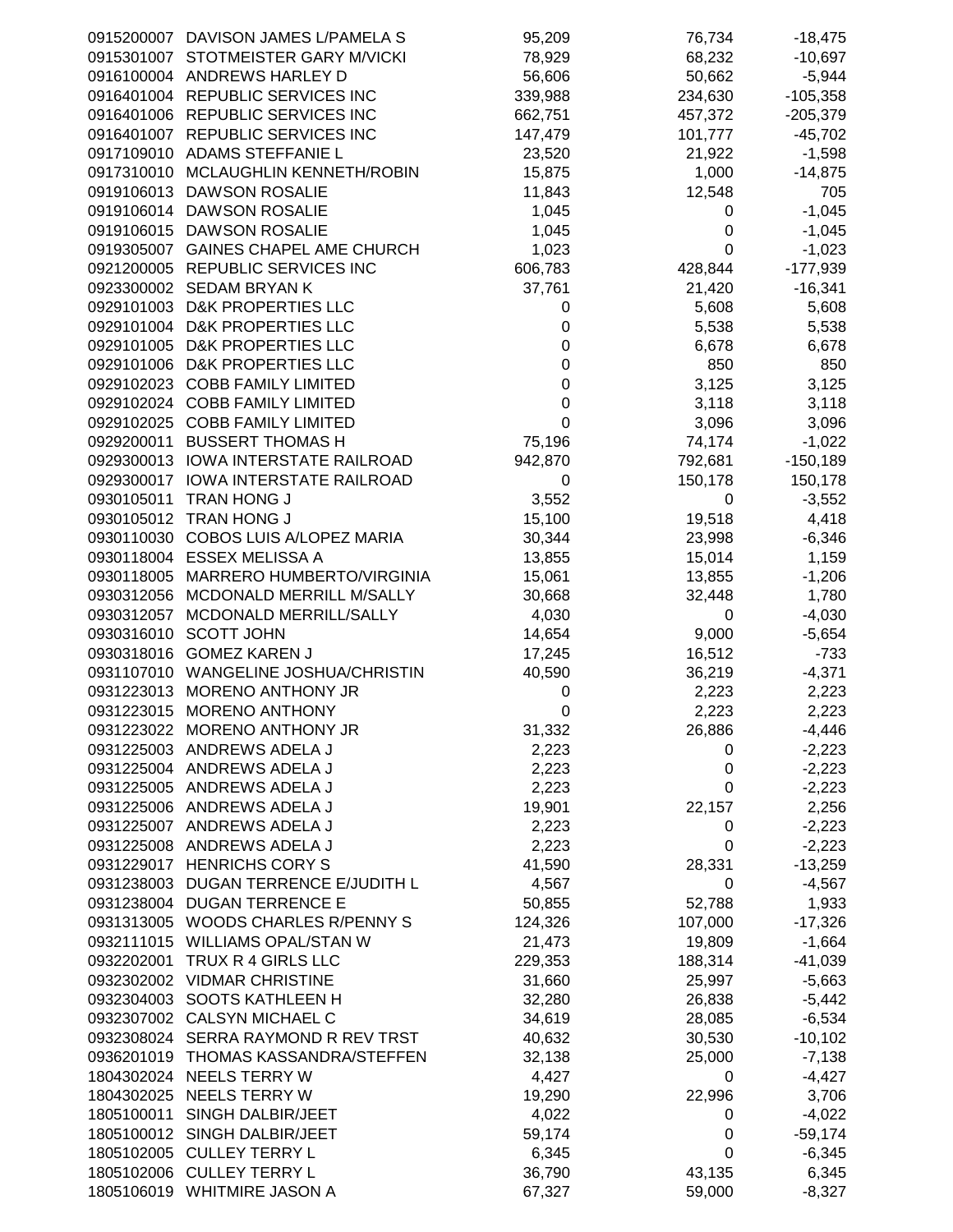| | | | | |
|---|---|---|---|---|
| 0915200007 | DAVISON JAMES L/PAMELA S | 95,209 | 76,734 | -18,475 |
| 0915301007 | STOTMEISTER GARY M/VICKI | 78,929 | 68,232 | -10,697 |
| 0916100004 | ANDREWS HARLEY D | 56,606 | 50,662 | -5,944 |
| 0916401004 | REPUBLIC SERVICES INC | 339,988 | 234,630 | -105,358 |
| 0916401006 | REPUBLIC SERVICES INC | 662,751 | 457,372 | -205,379 |
| 0916401007 | REPUBLIC SERVICES INC | 147,479 | 101,777 | -45,702 |
| 0917109010 | ADAMS STEFFANIE L | 23,520 | 21,922 | -1,598 |
| 0917310010 | MCLAUGHLIN KENNETH/ROBIN | 15,875 | 1,000 | -14,875 |
| 0919106013 | DAWSON ROSALIE | 11,843 | 12,548 | 705 |
| 0919106014 | DAWSON ROSALIE | 1,045 | 0 | -1,045 |
| 0919106015 | DAWSON ROSALIE | 1,045 | 0 | -1,045 |
| 0919305007 | GAINES CHAPEL AME CHURCH | 1,023 | 0 | -1,023 |
| 0921200005 | REPUBLIC SERVICES INC | 606,783 | 428,844 | -177,939 |
| 0923300002 | SEDAM BRYAN K | 37,761 | 21,420 | -16,341 |
| 0929101003 | D&K PROPERTIES LLC | 0 | 5,608 | 5,608 |
| 0929101004 | D&K PROPERTIES LLC | 0 | 5,538 | 5,538 |
| 0929101005 | D&K PROPERTIES LLC | 0 | 6,678 | 6,678 |
| 0929101006 | D&K PROPERTIES LLC | 0 | 850 | 850 |
| 0929102023 | COBB FAMILY LIMITED | 0 | 3,125 | 3,125 |
| 0929102024 | COBB FAMILY LIMITED | 0 | 3,118 | 3,118 |
| 0929102025 | COBB FAMILY LIMITED | 0 | 3,096 | 3,096 |
| 0929200011 | BUSSERT THOMAS H | 75,196 | 74,174 | -1,022 |
| 0929300013 | IOWA INTERSTATE RAILROAD | 942,870 | 792,681 | -150,189 |
| 0929300017 | IOWA INTERSTATE RAILROAD | 0 | 150,178 | 150,178 |
| 0930105011 | TRAN HONG J | 3,552 | 0 | -3,552 |
| 0930105012 | TRAN HONG J | 15,100 | 19,518 | 4,418 |
| 0930110030 | COBOS LUIS A/LOPEZ MARIA | 30,344 | 23,998 | -6,346 |
| 0930118004 | ESSEX MELISSA A | 13,855 | 15,014 | 1,159 |
| 0930118005 | MARRERO HUMBERTO/VIRGINIA | 15,061 | 13,855 | -1,206 |
| 0930312056 | MCDONALD MERRILL M/SALLY | 30,668 | 32,448 | 1,780 |
| 0930312057 | MCDONALD MERRILL/SALLY | 4,030 | 0 | -4,030 |
| 0930316010 | SCOTT JOHN | 14,654 | 9,000 | -5,654 |
| 0930318016 | GOMEZ KAREN J | 17,245 | 16,512 | -733 |
| 0931107010 | WANGELINE JOSHUA/CHRISTIN | 40,590 | 36,219 | -4,371 |
| 0931223013 | MORENO ANTHONY JR | 0 | 2,223 | 2,223 |
| 0931223015 | MORENO ANTHONY | 0 | 2,223 | 2,223 |
| 0931223022 | MORENO ANTHONY JR | 31,332 | 26,886 | -4,446 |
| 0931225003 | ANDREWS ADELA J | 2,223 | 0 | -2,223 |
| 0931225004 | ANDREWS ADELA J | 2,223 | 0 | -2,223 |
| 0931225005 | ANDREWS ADELA J | 2,223 | 0 | -2,223 |
| 0931225006 | ANDREWS ADELA J | 19,901 | 22,157 | 2,256 |
| 0931225007 | ANDREWS ADELA J | 2,223 | 0 | -2,223 |
| 0931225008 | ANDREWS ADELA J | 2,223 | 0 | -2,223 |
| 0931229017 | HENRICHS CORY S | 41,590 | 28,331 | -13,259 |
| 0931238003 | DUGAN TERRENCE E/JUDITH L | 4,567 | 0 | -4,567 |
| 0931238004 | DUGAN TERRENCE E | 50,855 | 52,788 | 1,933 |
| 0931313005 | WOODS CHARLES R/PENNY S | 124,326 | 107,000 | -17,326 |
| 0932111015 | WILLIAMS OPAL/STAN W | 21,473 | 19,809 | -1,664 |
| 0932202001 | TRUX R 4 GIRLS LLC | 229,353 | 188,314 | -41,039 |
| 0932302002 | VIDMAR CHRISTINE | 31,660 | 25,997 | -5,663 |
| 0932304003 | SOOTS KATHLEEN H | 32,280 | 26,838 | -5,442 |
| 0932307002 | CALSYN MICHAEL C | 34,619 | 28,085 | -6,534 |
| 0932308024 | SERRA RAYMOND R REV TRST | 40,632 | 30,530 | -10,102 |
| 0936201019 | THOMAS KASSANDRA/STEFFEN | 32,138 | 25,000 | -7,138 |
| 1804302024 | NEELS TERRY W | 4,427 | 0 | -4,427 |
| 1804302025 | NEELS TERRY W | 19,290 | 22,996 | 3,706 |
| 1805100011 | SINGH DALBIR/JEET | 4,022 | 0 | -4,022 |
| 1805100012 | SINGH DALBIR/JEET | 59,174 | 0 | -59,174 |
| 1805102005 | CULLEY TERRY L | 6,345 | 0 | -6,345 |
| 1805102006 | CULLEY TERRY L | 36,790 | 43,135 | 6,345 |
| 1805106019 | WHITMIRE JASON A | 67,327 | 59,000 | -8,327 |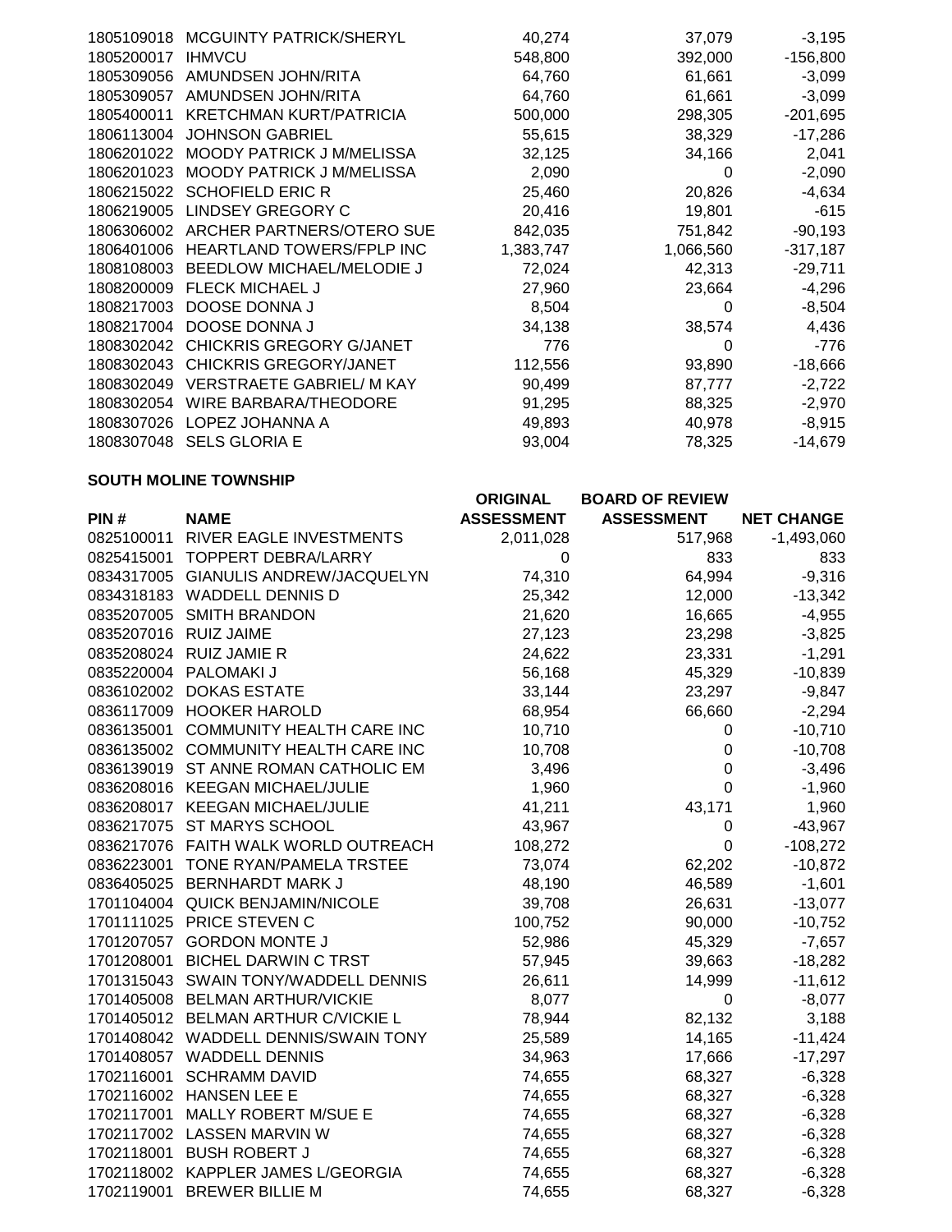| | | | | |
|---|---|---|---|---|
| 1805109018 | MCGUINTY PATRICK/SHERYL | 40,274 | 37,079 | -3,195 |
| 1805200017 | IHMVCU | 548,800 | 392,000 | -156,800 |
| 1805309056 | AMUNDSEN JOHN/RITA | 64,760 | 61,661 | -3,099 |
| 1805309057 | AMUNDSEN JOHN/RITA | 64,760 | 61,661 | -3,099 |
| 1805400011 | KRETCHMAN KURT/PATRICIA | 500,000 | 298,305 | -201,695 |
| 1806113004 | JOHNSON GABRIEL | 55,615 | 38,329 | -17,286 |
| 1806201022 | MOODY PATRICK J M/MELISSA | 32,125 | 34,166 | 2,041 |
| 1806201023 | MOODY PATRICK J M/MELISSA | 2,090 | 0 | -2,090 |
| 1806215022 | SCHOFIELD ERIC R | 25,460 | 20,826 | -4,634 |
| 1806219005 | LINDSEY GREGORY C | 20,416 | 19,801 | -615 |
| 1806306002 | ARCHER PARTNERS/OTERO SUE | 842,035 | 751,842 | -90,193 |
| 1806401006 | HEARTLAND TOWERS/FPLP INC | 1,383,747 | 1,066,560 | -317,187 |
| 1808108003 | BEEDLOW MICHAEL/MELODIE J | 72,024 | 42,313 | -29,711 |
| 1808200009 | FLECK MICHAEL J | 27,960 | 23,664 | -4,296 |
| 1808217003 | DOOSE DONNA J | 8,504 | 0 | -8,504 |
| 1808217004 | DOOSE DONNA J | 34,138 | 38,574 | 4,436 |
| 1808302042 | CHICKRIS GREGORY G/JANET | 776 | 0 | -776 |
| 1808302043 | CHICKRIS GREGORY/JANET | 112,556 | 93,890 | -18,666 |
| 1808302049 | VERSTRAETE GABRIEL/ M KAY | 90,499 | 87,777 | -2,722 |
| 1808302054 | WIRE BARBARA/THEODORE | 91,295 | 88,325 | -2,970 |
| 1808307026 | LOPEZ JOHANNA A | 49,893 | 40,978 | -8,915 |
| 1808307048 | SELS GLORIA E | 93,004 | 78,325 | -14,679 |

**SOUTH MOLINE TOWNSHIP**

| PIN # | NAME | ORIGINAL ASSESSMENT | BOARD OF REVIEW ASSESSMENT | NET CHANGE |
|---|---|---|---|---|
| 0825100011 | RIVER EAGLE INVESTMENTS | 2,011,028 | 517,968 | -1,493,060 |
| 0825415001 | TOPPERT DEBRA/LARRY | 0 | 833 | 833 |
| 0834317005 | GIANULIS ANDREW/JACQUELYN | 74,310 | 64,994 | -9,316 |
| 0834318183 | WADDELL DENNIS D | 25,342 | 12,000 | -13,342 |
| 0835207005 | SMITH BRANDON | 21,620 | 16,665 | -4,955 |
| 0835207016 | RUIZ JAIME | 27,123 | 23,298 | -3,825 |
| 0835208024 | RUIZ JAMIE R | 24,622 | 23,331 | -1,291 |
| 0835220004 | PALOMAKI J | 56,168 | 45,329 | -10,839 |
| 0836102002 | DOKAS ESTATE | 33,144 | 23,297 | -9,847 |
| 0836117009 | HOOKER HAROLD | 68,954 | 66,660 | -2,294 |
| 0836135001 | COMMUNITY HEALTH CARE INC | 10,710 | 0 | -10,710 |
| 0836135002 | COMMUNITY HEALTH CARE INC | 10,708 | 0 | -10,708 |
| 0836139019 | ST ANNE ROMAN CATHOLIC EM | 3,496 | 0 | -3,496 |
| 0836208016 | KEEGAN MICHAEL/JULIE | 1,960 | 0 | -1,960 |
| 0836208017 | KEEGAN MICHAEL/JULIE | 41,211 | 43,171 | 1,960 |
| 0836217075 | ST MARYS SCHOOL | 43,967 | 0 | -43,967 |
| 0836217076 | FAITH WALK WORLD OUTREACH | 108,272 | 0 | -108,272 |
| 0836223001 | TONE RYAN/PAMELA TRSTEE | 73,074 | 62,202 | -10,872 |
| 0836405025 | BERNHARDT MARK J | 48,190 | 46,589 | -1,601 |
| 1701104004 | QUICK BENJAMIN/NICOLE | 39,708 | 26,631 | -13,077 |
| 1701111025 | PRICE STEVEN C | 100,752 | 90,000 | -10,752 |
| 1701207057 | GORDON MONTE J | 52,986 | 45,329 | -7,657 |
| 1701208001 | BICHEL DARWIN C TRST | 57,945 | 39,663 | -18,282 |
| 1701315043 | SWAIN TONY/WADDELL DENNIS | 26,611 | 14,999 | -11,612 |
| 1701405008 | BELMAN ARTHUR/VICKIE | 8,077 | 0 | -8,077 |
| 1701405012 | BELMAN ARTHUR C/VICKIE L | 78,944 | 82,132 | 3,188 |
| 1701408042 | WADDELL DENNIS/SWAIN TONY | 25,589 | 14,165 | -11,424 |
| 1701408057 | WADDELL DENNIS | 34,963 | 17,666 | -17,297 |
| 1702116001 | SCHRAMM DAVID | 74,655 | 68,327 | -6,328 |
| 1702116002 | HANSEN LEE E | 74,655 | 68,327 | -6,328 |
| 1702117001 | MALLY ROBERT M/SUE E | 74,655 | 68,327 | -6,328 |
| 1702117002 | LASSEN MARVIN W | 74,655 | 68,327 | -6,328 |
| 1702118001 | BUSH ROBERT J | 74,655 | 68,327 | -6,328 |
| 1702118002 | KAPPLER JAMES L/GEORGIA | 74,655 | 68,327 | -6,328 |
| 1702119001 | BREWER BILLIE M | 74,655 | 68,327 | -6,328 |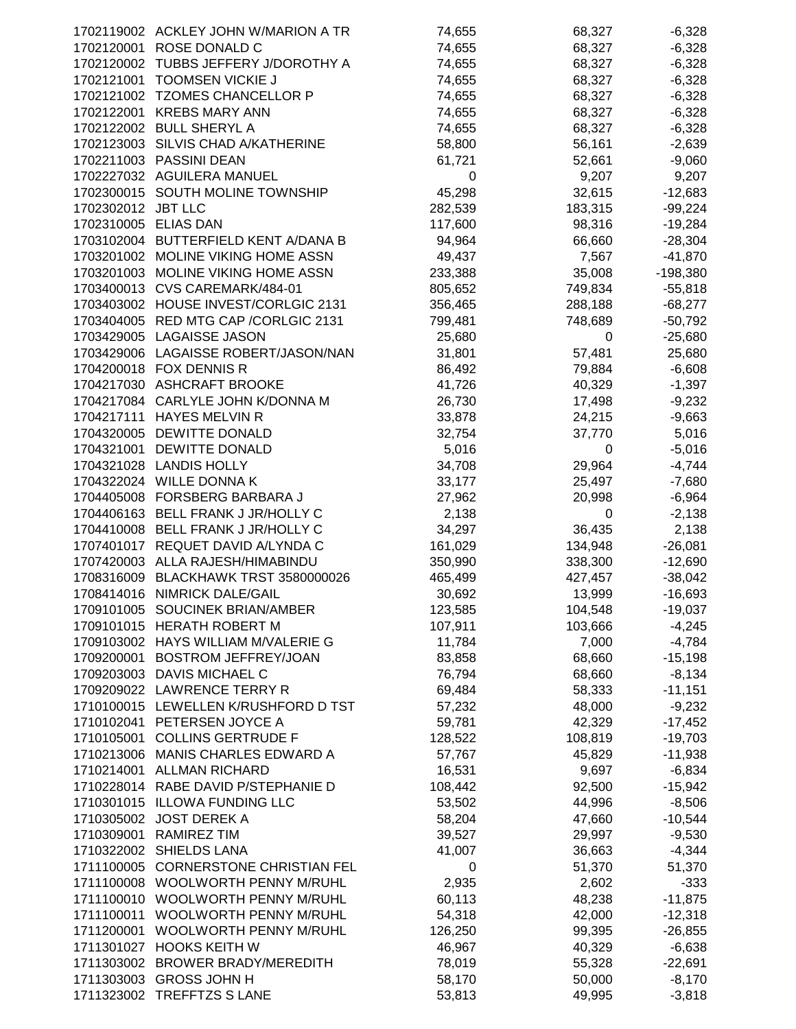| | | | | |
|---|---|---|---|---|
| 1702119002 | ACKLEY JOHN W/MARION A TR | 74,655 | 68,327 | -6,328 |
| 1702120001 | ROSE DONALD C | 74,655 | 68,327 | -6,328 |
| 1702120002 | TUBBS JEFFERY J/DOROTHY A | 74,655 | 68,327 | -6,328 |
| 1702121001 | TOOMSEN VICKIE J | 74,655 | 68,327 | -6,328 |
| 1702121002 | TZOMES CHANCELLOR P | 74,655 | 68,327 | -6,328 |
| 1702122001 | KREBS MARY ANN | 74,655 | 68,327 | -6,328 |
| 1702122002 | BULL SHERYL A | 74,655 | 68,327 | -6,328 |
| 1702123003 | SILVIS CHAD A/KATHERINE | 58,800 | 56,161 | -2,639 |
| 1702211003 | PASSINI DEAN | 61,721 | 52,661 | -9,060 |
| 1702227032 | AGUILERA MANUEL | 0 | 9,207 | 9,207 |
| 1702300015 | SOUTH MOLINE TOWNSHIP | 45,298 | 32,615 | -12,683 |
| 1702302012 | JBT LLC | 282,539 | 183,315 | -99,224 |
| 1702310005 | ELIAS DAN | 117,600 | 98,316 | -19,284 |
| 1703102004 | BUTTERFIELD KENT A/DANA B | 94,964 | 66,660 | -28,304 |
| 1703201002 | MOLINE VIKING HOME ASSN | 49,437 | 7,567 | -41,870 |
| 1703201003 | MOLINE VIKING HOME ASSN | 233,388 | 35,008 | -198,380 |
| 1703400013 | CVS CAREMARK/484-01 | 805,652 | 749,834 | -55,818 |
| 1703403002 | HOUSE INVEST/CORLGIC 2131 | 356,465 | 288,188 | -68,277 |
| 1703404005 | RED MTG CAP /CORLGIC 2131 | 799,481 | 748,689 | -50,792 |
| 1703429005 | LAGAISSE JASON | 25,680 | 0 | -25,680 |
| 1703429006 | LAGAISSE ROBERT/JASON/NAN | 31,801 | 57,481 | 25,680 |
| 1704200018 | FOX DENNIS R | 86,492 | 79,884 | -6,608 |
| 1704217030 | ASHCRAFT BROOKE | 41,726 | 40,329 | -1,397 |
| 1704217084 | CARLYLE JOHN K/DONNA M | 26,730 | 17,498 | -9,232 |
| 1704217111 | HAYES MELVIN R | 33,878 | 24,215 | -9,663 |
| 1704320005 | DEWITTE DONALD | 32,754 | 37,770 | 5,016 |
| 1704321001 | DEWITTE DONALD | 5,016 | 0 | -5,016 |
| 1704321028 | LANDIS HOLLY | 34,708 | 29,964 | -4,744 |
| 1704322024 | WILLE DONNA K | 33,177 | 25,497 | -7,680 |
| 1704405008 | FORSBERG BARBARA J | 27,962 | 20,998 | -6,964 |
| 1704406163 | BELL FRANK J JR/HOLLY C | 2,138 | 0 | -2,138 |
| 1704410008 | BELL FRANK J JR/HOLLY C | 34,297 | 36,435 | 2,138 |
| 1707401017 | REQUET DAVID A/LYNDA C | 161,029 | 134,948 | -26,081 |
| 1707420003 | ALLA RAJESH/HIMABINDU | 350,990 | 338,300 | -12,690 |
| 1708316009 | BLACKHAWK TRST 3580000026 | 465,499 | 427,457 | -38,042 |
| 1708414016 | NIMRICK DALE/GAIL | 30,692 | 13,999 | -16,693 |
| 1709101005 | SOUCINEK BRIAN/AMBER | 123,585 | 104,548 | -19,037 |
| 1709101015 | HERATH ROBERT M | 107,911 | 103,666 | -4,245 |
| 1709103002 | HAYS WILLIAM M/VALERIE G | 11,784 | 7,000 | -4,784 |
| 1709200001 | BOSTROM JEFFREY/JOAN | 83,858 | 68,660 | -15,198 |
| 1709203003 | DAVIS MICHAEL C | 76,794 | 68,660 | -8,134 |
| 1709209022 | LAWRENCE TERRY R | 69,484 | 58,333 | -11,151 |
| 1710100015 | LEWELLEN K/RUSHFORD D TST | 57,232 | 48,000 | -9,232 |
| 1710102041 | PETERSEN JOYCE A | 59,781 | 42,329 | -17,452 |
| 1710105001 | COLLINS GERTRUDE F | 128,522 | 108,819 | -19,703 |
| 1710213006 | MANIS CHARLES EDWARD A | 57,767 | 45,829 | -11,938 |
| 1710214001 | ALLMAN RICHARD | 16,531 | 9,697 | -6,834 |
| 1710228014 | RABE DAVID P/STEPHANIE D | 108,442 | 92,500 | -15,942 |
| 1710301015 | ILLOWA FUNDING LLC | 53,502 | 44,996 | -8,506 |
| 1710305002 | JOST DEREK A | 58,204 | 47,660 | -10,544 |
| 1710309001 | RAMIREZ TIM | 39,527 | 29,997 | -9,530 |
| 1710322002 | SHIELDS LANA | 41,007 | 36,663 | -4,344 |
| 1711100005 | CORNERSTONE CHRISTIAN FEL | 0 | 51,370 | 51,370 |
| 1711100008 | WOOLWORTH PENNY M/RUHL | 2,935 | 2,602 | -333 |
| 1711100010 | WOOLWORTH PENNY M/RUHL | 60,113 | 48,238 | -11,875 |
| 1711100011 | WOOLWORTH PENNY M/RUHL | 54,318 | 42,000 | -12,318 |
| 1711200001 | WOOLWORTH PENNY M/RUHL | 126,250 | 99,395 | -26,855 |
| 1711301027 | HOOKS KEITH W | 46,967 | 40,329 | -6,638 |
| 1711303002 | BROWER BRADY/MEREDITH | 78,019 | 55,328 | -22,691 |
| 1711303003 | GROSS JOHN H | 58,170 | 50,000 | -8,170 |
| 1711323002 | TREFFTZS S LANE | 53,813 | 49,995 | -3,818 |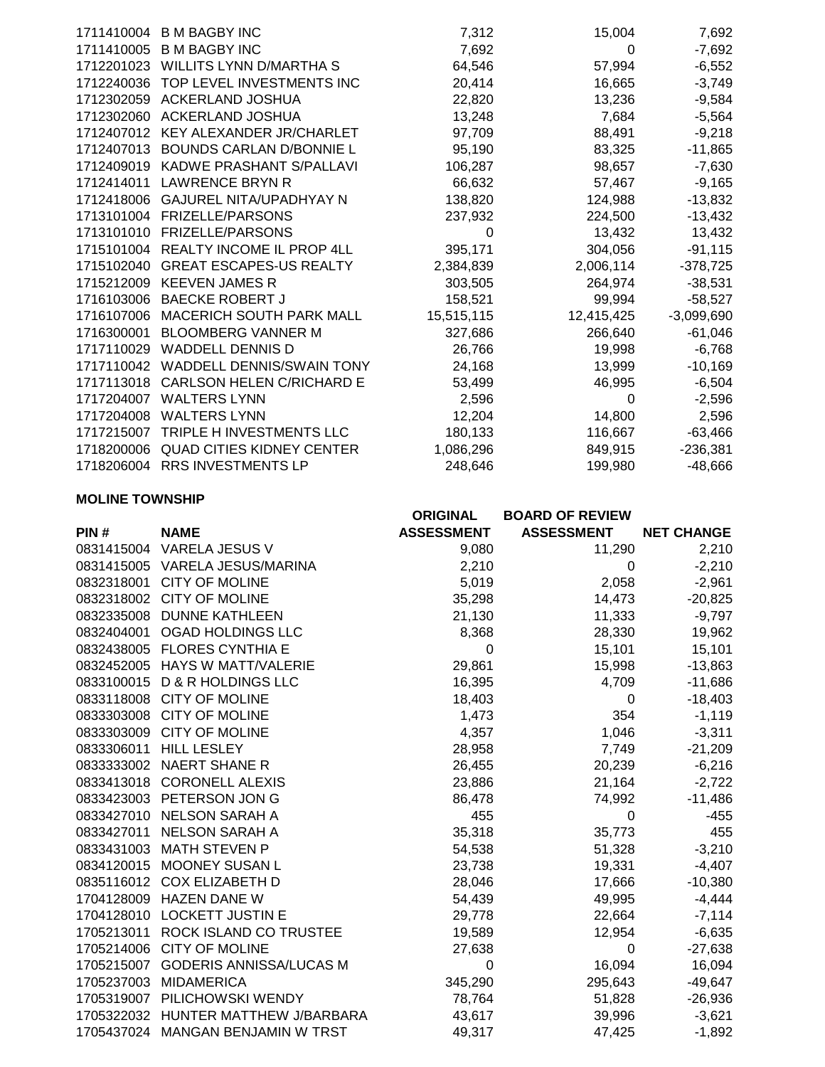| | | | | |
|---|---|---|---|---|
| 1711410004 | B M BAGBY INC | 7,312 | 15,004 | 7,692 |
| 1711410005 | B M BAGBY INC | 7,692 | 0 | -7,692 |
| 1712201023 | WILLITS LYNN D/MARTHA S | 64,546 | 57,994 | -6,552 |
| 1712240036 | TOP LEVEL INVESTMENTS INC | 20,414 | 16,665 | -3,749 |
| 1712302059 | ACKERLAND JOSHUA | 22,820 | 13,236 | -9,584 |
| 1712302060 | ACKERLAND JOSHUA | 13,248 | 7,684 | -5,564 |
| 1712407012 | KEY ALEXANDER JR/CHARLET | 97,709 | 88,491 | -9,218 |
| 1712407013 | BOUNDS CARLAN D/BONNIE L | 95,190 | 83,325 | -11,865 |
| 1712409019 | KADWE PRASHANT S/PALLAVI | 106,287 | 98,657 | -7,630 |
| 1712414011 | LAWRENCE BRYN R | 66,632 | 57,467 | -9,165 |
| 1712418006 | GAJUREL NITA/UPADHYAY N | 138,820 | 124,988 | -13,832 |
| 1713101004 | FRIZELLE/PARSONS | 237,932 | 224,500 | -13,432 |
| 1713101010 | FRIZELLE/PARSONS | 0 | 13,432 | 13,432 |
| 1715101004 | REALTY INCOME IL PROP 4LL | 395,171 | 304,056 | -91,115 |
| 1715102040 | GREAT ESCAPES-US REALTY | 2,384,839 | 2,006,114 | -378,725 |
| 1715212009 | KEEVEN JAMES R | 303,505 | 264,974 | -38,531 |
| 1716103006 | BAECKE ROBERT J | 158,521 | 99,994 | -58,527 |
| 1716107006 | MACERICH SOUTH PARK MALL | 15,515,115 | 12,415,425 | -3,099,690 |
| 1716300001 | BLOOMBERG VANNER M | 327,686 | 266,640 | -61,046 |
| 1717110029 | WADDELL DENNIS D | 26,766 | 19,998 | -6,768 |
| 1717110042 | WADDELL DENNIS/SWAIN TONY | 24,168 | 13,999 | -10,169 |
| 1717113018 | CARLSON HELEN C/RICHARD E | 53,499 | 46,995 | -6,504 |
| 1717204007 | WALTERS LYNN | 2,596 | 0 | -2,596 |
| 1717204008 | WALTERS LYNN | 12,204 | 14,800 | 2,596 |
| 1717215007 | TRIPLE H INVESTMENTS LLC | 180,133 | 116,667 | -63,466 |
| 1718200006 | QUAD CITIES KIDNEY CENTER | 1,086,296 | 849,915 | -236,381 |
| 1718206004 | RRS INVESTMENTS LP | 248,646 | 199,980 | -48,666 |

**MOLINE TOWNSHIP**

| PIN # | NAME | ORIGINAL ASSESSMENT | BOARD OF REVIEW ASSESSMENT | NET CHANGE |
|---|---|---|---|---|
| 0831415004 | VARELA JESUS V | 9,080 | 11,290 | 2,210 |
| 0831415005 | VARELA JESUS/MARINA | 2,210 | 0 | -2,210 |
| 0832318001 | CITY OF MOLINE | 5,019 | 2,058 | -2,961 |
| 0832318002 | CITY OF MOLINE | 35,298 | 14,473 | -20,825 |
| 0832335008 | DUNNE KATHLEEN | 21,130 | 11,333 | -9,797 |
| 0832404001 | OGAD HOLDINGS LLC | 8,368 | 28,330 | 19,962 |
| 0832438005 | FLORES CYNTHIA E | 0 | 15,101 | 15,101 |
| 0832452005 | HAYS W MATT/VALERIE | 29,861 | 15,998 | -13,863 |
| 0833100015 | D & R HOLDINGS LLC | 16,395 | 4,709 | -11,686 |
| 0833118008 | CITY OF MOLINE | 18,403 | 0 | -18,403 |
| 0833303008 | CITY OF MOLINE | 1,473 | 354 | -1,119 |
| 0833303009 | CITY OF MOLINE | 4,357 | 1,046 | -3,311 |
| 0833306011 | HILL LESLEY | 28,958 | 7,749 | -21,209 |
| 0833333002 | NAERT SHANE R | 26,455 | 20,239 | -6,216 |
| 0833413018 | CORONELL ALEXIS | 23,886 | 21,164 | -2,722 |
| 0833423003 | PETERSON JON G | 86,478 | 74,992 | -11,486 |
| 0833427010 | NELSON SARAH A | 455 | 0 | -455 |
| 0833427011 | NELSON SARAH A | 35,318 | 35,773 | 455 |
| 0833431003 | MATH STEVEN P | 54,538 | 51,328 | -3,210 |
| 0834120015 | MOONEY SUSAN L | 23,738 | 19,331 | -4,407 |
| 0835116012 | COX ELIZABETH D | 28,046 | 17,666 | -10,380 |
| 1704128009 | HAZEN DANE W | 54,439 | 49,995 | -4,444 |
| 1704128010 | LOCKETT JUSTIN E | 29,778 | 22,664 | -7,114 |
| 1705213011 | ROCK ISLAND CO TRUSTEE | 19,589 | 12,954 | -6,635 |
| 1705214006 | CITY OF MOLINE | 27,638 | 0 | -27,638 |
| 1705215007 | GODERIS ANNISSA/LUCAS M | 0 | 16,094 | 16,094 |
| 1705237003 | MIDAMERICA | 345,290 | 295,643 | -49,647 |
| 1705319007 | PILICHOWSKI WENDY | 78,764 | 51,828 | -26,936 |
| 1705322032 | HUNTER MATTHEW J/BARBARA | 43,617 | 39,996 | -3,621 |
| 1705437024 | MANGAN BENJAMIN W TRST | 49,317 | 47,425 | -1,892 |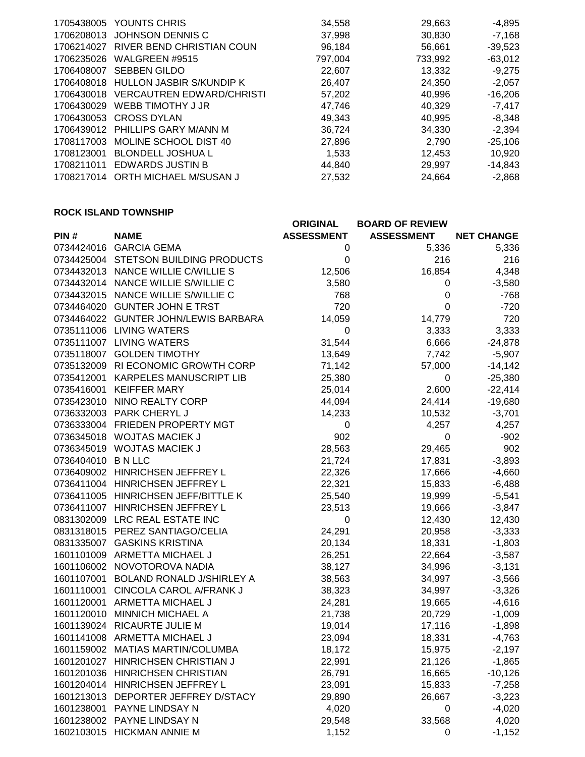| | | | | |
|---|---|---|---|---|
| 1705438005 | YOUNTS CHRIS | 34,558 | 29,663 | -4,895 |
| 1706208013 | JOHNSON DENNIS C | 37,998 | 30,830 | -7,168 |
| 1706214027 | RIVER BEND CHRISTIAN COUN | 96,184 | 56,661 | -39,523 |
| 1706235026 | WALGREEN #9515 | 797,004 | 733,992 | -63,012 |
| 1706408007 | SEBBEN GILDO | 22,607 | 13,332 | -9,275 |
| 1706408018 | HULLON JASBIR S/KUNDIP K | 26,407 | 24,350 | -2,057 |
| 1706430018 | VERCAUTREN EDWARD/CHRISTI | 57,202 | 40,996 | -16,206 |
| 1706430029 | WEBB TIMOTHY J JR | 47,746 | 40,329 | -7,417 |
| 1706430053 | CROSS DYLAN | 49,343 | 40,995 | -8,348 |
| 1706439012 | PHILLIPS GARY M/ANN M | 36,724 | 34,330 | -2,394 |
| 1708117003 | MOLINE SCHOOL DIST 40 | 27,896 | 2,790 | -25,106 |
| 1708123001 | BLONDELL JOSHUA L | 1,533 | 12,453 | 10,920 |
| 1708211011 | EDWARDS JUSTIN B | 44,840 | 29,997 | -14,843 |
| 1708217014 | ORTH MICHAEL M/SUSAN J | 27,532 | 24,664 | -2,868 |

**ROCK ISLAND TOWNSHIP**

| PIN # | NAME | ORIGINAL ASSESSMENT | BOARD OF REVIEW ASSESSMENT | NET CHANGE |
|---|---|---|---|---|
| 0734424016 | GARCIA GEMA | 0 | 5,336 | 5,336 |
| 0734425004 | STETSON BUILDING PRODUCTS | 0 | 216 | 216 |
| 0734432013 | NANCE WILLIE C/WILLIE S | 12,506 | 16,854 | 4,348 |
| 0734432014 | NANCE WILLIE S/WILLIE C | 3,580 | 0 | -3,580 |
| 0734432015 | NANCE WILLIE S/WILLIE C | 768 | 0 | -768 |
| 0734464020 | GUNTER JOHN E TRST | 720 | 0 | -720 |
| 0734464022 | GUNTER JOHN/LEWIS BARBARA | 14,059 | 14,779 | 720 |
| 0735111006 | LIVING WATERS | 0 | 3,333 | 3,333 |
| 0735111007 | LIVING WATERS | 31,544 | 6,666 | -24,878 |
| 0735118007 | GOLDEN TIMOTHY | 13,649 | 7,742 | -5,907 |
| 0735132009 | RI ECONOMIC GROWTH CORP | 71,142 | 57,000 | -14,142 |
| 0735412001 | KARPELES MANUSCRIPT LIB | 25,380 | 0 | -25,380 |
| 0735416001 | KEIFFER MARY | 25,014 | 2,600 | -22,414 |
| 0735423010 | NINO REALTY CORP | 44,094 | 24,414 | -19,680 |
| 0736332003 | PARK CHERYL J | 14,233 | 10,532 | -3,701 |
| 0736333004 | FRIEDEN PROPERTY MGT | 0 | 4,257 | 4,257 |
| 0736345018 | WOJTAS MACIEK J | 902 | 0 | -902 |
| 0736345019 | WOJTAS MACIEK J | 28,563 | 29,465 | 902 |
| 0736404010 | B N LLC | 21,724 | 17,831 | -3,893 |
| 0736409002 | HINRICHSEN JEFFREY L | 22,326 | 17,666 | -4,660 |
| 0736411004 | HINRICHSEN JEFFREY L | 22,321 | 15,833 | -6,488 |
| 0736411005 | HINRICHSEN JEFF/BITTLE K | 25,540 | 19,999 | -5,541 |
| 0736411007 | HINRICHSEN JEFFREY L | 23,513 | 19,666 | -3,847 |
| 0831302009 | LRC REAL ESTATE INC | 0 | 12,430 | 12,430 |
| 0831318015 | PEREZ SANTIAGO/CELIA | 24,291 | 20,958 | -3,333 |
| 0831335007 | GASKINS KRISTINA | 20,134 | 18,331 | -1,803 |
| 1601101009 | ARMETTA MICHAEL J | 26,251 | 22,664 | -3,587 |
| 1601106002 | NOVOTOROVA NADIA | 38,127 | 34,996 | -3,131 |
| 1601107001 | BOLAND RONALD J/SHIRLEY A | 38,563 | 34,997 | -3,566 |
| 1601110001 | CINCOLA CAROL A/FRANK J | 38,323 | 34,997 | -3,326 |
| 1601120001 | ARMETTA MICHAEL J | 24,281 | 19,665 | -4,616 |
| 1601120010 | MINNICH MICHAEL A | 21,738 | 20,729 | -1,009 |
| 1601139024 | RICAURTE JULIE M | 19,014 | 17,116 | -1,898 |
| 1601141008 | ARMETTA MICHAEL J | 23,094 | 18,331 | -4,763 |
| 1601159002 | MATIAS MARTIN/COLUMBA | 18,172 | 15,975 | -2,197 |
| 1601201027 | HINRICHSEN CHRISTIAN J | 22,991 | 21,126 | -1,865 |
| 1601201036 | HINRICHSEN CHRISTIAN | 26,791 | 16,665 | -10,126 |
| 1601204014 | HINRICHSEN JEFFREY L | 23,091 | 15,833 | -7,258 |
| 1601213013 | DEPORTER JEFFREY D/STACY | 29,890 | 26,667 | -3,223 |
| 1601238001 | PAYNE LINDSAY N | 4,020 | 0 | -4,020 |
| 1601238002 | PAYNE LINDSAY N | 29,548 | 33,568 | 4,020 |
| 1602103015 | HICKMAN ANNIE M | 1,152 | 0 | -1,152 |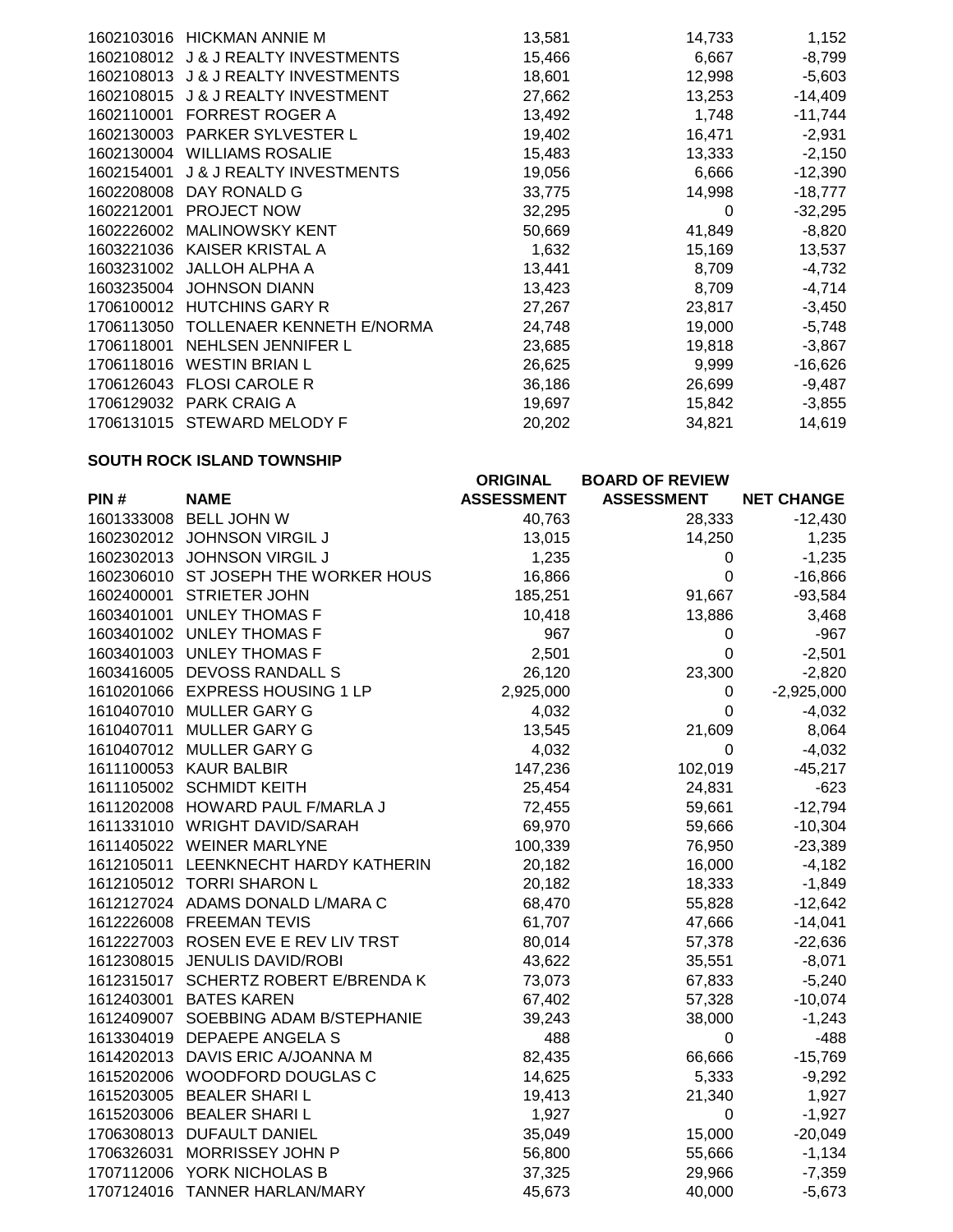| | | | | |
|---|---|---|---|---|
| 1602103016 | HICKMAN ANNIE M | 13,581 | 14,733 | 1,152 |
| 1602108012 | J & J REALTY INVESTMENTS | 15,466 | 6,667 | -8,799 |
| 1602108013 | J & J REALTY INVESTMENTS | 18,601 | 12,998 | -5,603 |
| 1602108015 | J & J REALTY INVESTMENT | 27,662 | 13,253 | -14,409 |
| 1602110001 | FORREST ROGER A | 13,492 | 1,748 | -11,744 |
| 1602130003 | PARKER SYLVESTER L | 19,402 | 16,471 | -2,931 |
| 1602130004 | WILLIAMS ROSALIE | 15,483 | 13,333 | -2,150 |
| 1602154001 | J & J REALTY INVESTMENTS | 19,056 | 6,666 | -12,390 |
| 1602208008 | DAY RONALD G | 33,775 | 14,998 | -18,777 |
| 1602212001 | PROJECT NOW | 32,295 | 0 | -32,295 |
| 1602226002 | MALINOWSKY KENT | 50,669 | 41,849 | -8,820 |
| 1603221036 | KAISER KRISTAL A | 1,632 | 15,169 | 13,537 |
| 1603231002 | JALLOH ALPHA A | 13,441 | 8,709 | -4,732 |
| 1603235004 | JOHNSON DIANN | 13,423 | 8,709 | -4,714 |
| 1706100012 | HUTCHINS GARY R | 27,267 | 23,817 | -3,450 |
| 1706113050 | TOLLENAER KENNETH E/NORMA | 24,748 | 19,000 | -5,748 |
| 1706118001 | NEHLSEN JENNIFER L | 23,685 | 19,818 | -3,867 |
| 1706118016 | WESTIN BRIAN L | 26,625 | 9,999 | -16,626 |
| 1706126043 | FLOSI CAROLE R | 36,186 | 26,699 | -9,487 |
| 1706129032 | PARK CRAIG A | 19,697 | 15,842 | -3,855 |
| 1706131015 | STEWARD MELODY F | 20,202 | 34,821 | 14,619 |

**SOUTH ROCK ISLAND TOWNSHIP**

| PIN # | NAME | ORIGINAL ASSESSMENT | BOARD OF REVIEW ASSESSMENT | NET CHANGE |
|---|---|---|---|---|
| 1601333008 | BELL JOHN W | 40,763 | 28,333 | -12,430 |
| 1602302012 | JOHNSON VIRGIL J | 13,015 | 14,250 | 1,235 |
| 1602302013 | JOHNSON VIRGIL J | 1,235 | 0 | -1,235 |
| 1602306010 | ST JOSEPH THE WORKER HOUS | 16,866 | 0 | -16,866 |
| 1602400001 | STRIETER JOHN | 185,251 | 91,667 | -93,584 |
| 1603401001 | UNLEY THOMAS F | 10,418 | 13,886 | 3,468 |
| 1603401002 | UNLEY THOMAS F | 967 | 0 | -967 |
| 1603401003 | UNLEY THOMAS F | 2,501 | 0 | -2,501 |
| 1603416005 | DEVOSS RANDALL S | 26,120 | 23,300 | -2,820 |
| 1610201066 | EXPRESS HOUSING 1 LP | 2,925,000 | 0 | -2,925,000 |
| 1610407010 | MULLER GARY G | 4,032 | 0 | -4,032 |
| 1610407011 | MULLER GARY G | 13,545 | 21,609 | 8,064 |
| 1610407012 | MULLER GARY G | 4,032 | 0 | -4,032 |
| 1611100053 | KAUR BALBIR | 147,236 | 102,019 | -45,217 |
| 1611105002 | SCHMIDT KEITH | 25,454 | 24,831 | -623 |
| 1611202008 | HOWARD PAUL F/MARLA J | 72,455 | 59,661 | -12,794 |
| 1611331010 | WRIGHT DAVID/SARAH | 69,970 | 59,666 | -10,304 |
| 1611405022 | WEINER MARLYNE | 100,339 | 76,950 | -23,389 |
| 1612105011 | LEENKNECHT HARDY KATHERIN | 20,182 | 16,000 | -4,182 |
| 1612105012 | TORRI SHARON L | 20,182 | 18,333 | -1,849 |
| 1612127024 | ADAMS DONALD L/MARA C | 68,470 | 55,828 | -12,642 |
| 1612226008 | FREEMAN TEVIS | 61,707 | 47,666 | -14,041 |
| 1612227003 | ROSEN EVE E REV LIV TRST | 80,014 | 57,378 | -22,636 |
| 1612308015 | JENULIS DAVID/ROBI | 43,622 | 35,551 | -8,071 |
| 1612315017 | SCHERTZ ROBERT E/BRENDA K | 73,073 | 67,833 | -5,240 |
| 1612403001 | BATES KAREN | 67,402 | 57,328 | -10,074 |
| 1612409007 | SOEBBING ADAM B/STEPHANIE | 39,243 | 38,000 | -1,243 |
| 1613304019 | DEPAEPE ANGELA S | 488 | 0 | -488 |
| 1614202013 | DAVIS ERIC A/JOANNA M | 82,435 | 66,666 | -15,769 |
| 1615202006 | WOODFORD DOUGLAS C | 14,625 | 5,333 | -9,292 |
| 1615203005 | BEALER SHARI L | 19,413 | 21,340 | 1,927 |
| 1615203006 | BEALER SHARI L | 1,927 | 0 | -1,927 |
| 1706308013 | DUFAULT DANIEL | 35,049 | 15,000 | -20,049 |
| 1706326031 | MORRISSEY JOHN P | 56,800 | 55,666 | -1,134 |
| 1707112006 | YORK NICHOLAS B | 37,325 | 29,966 | -7,359 |
| 1707124016 | TANNER HARLAN/MARY | 45,673 | 40,000 | -5,673 |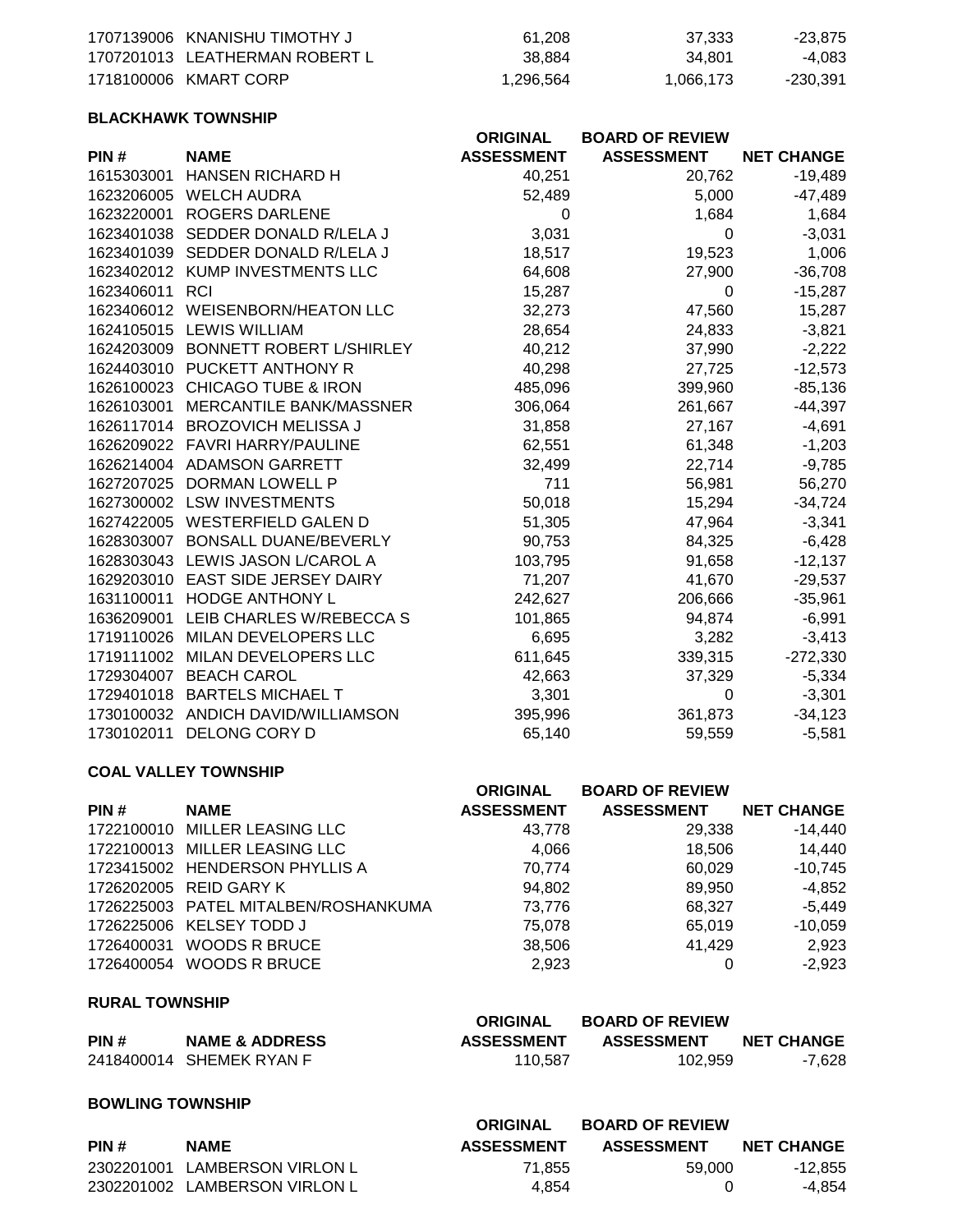| PIN # | NAME | ORIGINAL ASSESSMENT | BOARD OF REVIEW ASSESSMENT | NET CHANGE |
|---|---|---|---|---|
| 1707139006 | KNANISHU TIMOTHY J | 61,208 | 37,333 | -23,875 |
| 1707201013 | LEATHERMAN ROBERT L | 38,884 | 34,801 | -4,083 |
| 1718100006 | KMART CORP | 1,296,564 | 1,066,173 | -230,391 |

**BLACKHAWK TOWNSHIP**

| PIN # | NAME | ORIGINAL ASSESSMENT | BOARD OF REVIEW ASSESSMENT | NET CHANGE |
|---|---|---|---|---|
| 1615303001 | HANSEN RICHARD H | 40,251 | 20,762 | -19,489 |
| 1623206005 | WELCH AUDRA | 52,489 | 5,000 | -47,489 |
| 1623220001 | ROGERS DARLENE | 0 | 1,684 | 1,684 |
| 1623401038 | SEDDER DONALD R/LELA J | 3,031 | 0 | -3,031 |
| 1623401039 | SEDDER DONALD R/LELA J | 18,517 | 19,523 | 1,006 |
| 1623402012 | KUMP INVESTMENTS LLC | 64,608 | 27,900 | -36,708 |
| 1623406011 | RCI | 15,287 | 0 | -15,287 |
| 1623406012 | WEISENBORN/HEATON LLC | 32,273 | 47,560 | 15,287 |
| 1624105015 | LEWIS WILLIAM | 28,654 | 24,833 | -3,821 |
| 1624203009 | BONNETT ROBERT L/SHIRLEY | 40,212 | 37,990 | -2,222 |
| 1624403010 | PUCKETT ANTHONY R | 40,298 | 27,725 | -12,573 |
| 1626100023 | CHICAGO TUBE & IRON | 485,096 | 399,960 | -85,136 |
| 1626103001 | MERCANTILE BANK/MASSNER | 306,064 | 261,667 | -44,397 |
| 1626117014 | BROZOVICH MELISSA J | 31,858 | 27,167 | -4,691 |
| 1626209022 | FAVRI HARRY/PAULINE | 62,551 | 61,348 | -1,203 |
| 1626214004 | ADAMSON GARRETT | 32,499 | 22,714 | -9,785 |
| 1627207025 | DORMAN LOWELL P | 711 | 56,981 | 56,270 |
| 1627300002 | LSW INVESTMENTS | 50,018 | 15,294 | -34,724 |
| 1627422005 | WESTERFIELD GALEN D | 51,305 | 47,964 | -3,341 |
| 1628303007 | BONSALL DUANE/BEVERLY | 90,753 | 84,325 | -6,428 |
| 1628303043 | LEWIS JASON L/CAROL A | 103,795 | 91,658 | -12,137 |
| 1629203010 | EAST SIDE JERSEY DAIRY | 71,207 | 41,670 | -29,537 |
| 1631100011 | HODGE ANTHONY L | 242,627 | 206,666 | -35,961 |
| 1636209001 | LEIB CHARLES W/REBECCA S | 101,865 | 94,874 | -6,991 |
| 1719110026 | MILAN DEVELOPERS LLC | 6,695 | 3,282 | -3,413 |
| 1719111002 | MILAN DEVELOPERS LLC | 611,645 | 339,315 | -272,330 |
| 1729304007 | BEACH CAROL | 42,663 | 37,329 | -5,334 |
| 1729401018 | BARTELS MICHAEL T | 3,301 | 0 | -3,301 |
| 1730100032 | ANDICH DAVID/WILLIAMSON | 395,996 | 361,873 | -34,123 |
| 1730102011 | DELONG CORY D | 65,140 | 59,559 | -5,581 |

**COAL VALLEY TOWNSHIP**

| PIN # | NAME | ORIGINAL ASSESSMENT | BOARD OF REVIEW ASSESSMENT | NET CHANGE |
|---|---|---|---|---|
| 1722100010 | MILLER LEASING LLC | 43,778 | 29,338 | -14,440 |
| 1722100013 | MILLER LEASING LLC | 4,066 | 18,506 | 14,440 |
| 1723415002 | HENDERSON PHYLLIS A | 70,774 | 60,029 | -10,745 |
| 1726202005 | REID GARY K | 94,802 | 89,950 | -4,852 |
| 1726225003 | PATEL MITALBEN/ROSHANKUMA | 73,776 | 68,327 | -5,449 |
| 1726225006 | KELSEY TODD J | 75,078 | 65,019 | -10,059 |
| 1726400031 | WOODS R BRUCE | 38,506 | 41,429 | 2,923 |
| 1726400054 | WOODS R BRUCE | 2,923 | 0 | -2,923 |

**RURAL TOWNSHIP**

| PIN # | NAME & ADDRESS | ORIGINAL ASSESSMENT | BOARD OF REVIEW ASSESSMENT | NET CHANGE |
|---|---|---|---|---|
| 2418400014 | SHEMEK RYAN F | 110,587 | 102,959 | -7,628 |

**BOWLING TOWNSHIP**

| PIN # | NAME | ORIGINAL ASSESSMENT | BOARD OF REVIEW ASSESSMENT | NET CHANGE |
|---|---|---|---|---|
| 2302201001 | LAMBERSON VIRLON L | 71,855 | 59,000 | -12,855 |
| 2302201002 | LAMBERSON VIRLON L | 4,854 | 0 | -4,854 |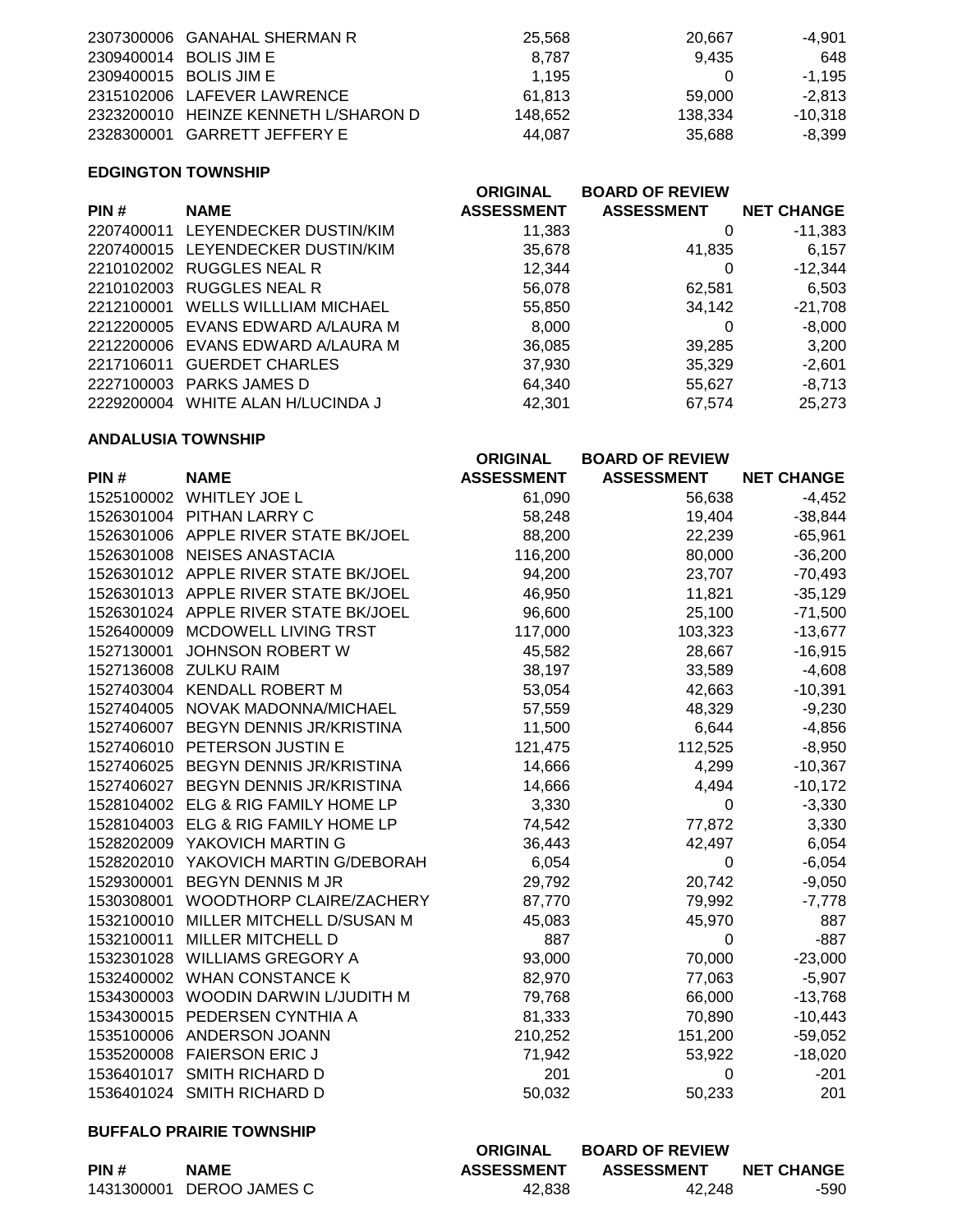| PIN # | NAME | ORIGINAL ASSESSMENT | BOARD OF REVIEW ASSESSMENT | NET CHANGE |
|---|---|---|---|---|
| 2307300006 | GANAHAL SHERMAN R | 25,568 | 20,667 | -4,901 |
| 2309400014 | BOLIS JIM E | 8,787 | 9,435 | 648 |
| 2309400015 | BOLIS JIM E | 1,195 | 0 | -1,195 |
| 2315102006 | LAFEVER LAWRENCE | 61,813 | 59,000 | -2,813 |
| 2323200010 | HEINZE KENNETH L/SHARON D | 148,652 | 138,334 | -10,318 |
| 2328300001 | GARRETT JEFFERY E | 44,087 | 35,688 | -8,399 |

**EDGINGTON TOWNSHIP**

| PIN # | NAME | ORIGINAL ASSESSMENT | BOARD OF REVIEW ASSESSMENT | NET CHANGE |
|---|---|---|---|---|
| 2207400011 | LEYENDECKER DUSTIN/KIM | 11,383 | 0 | -11,383 |
| 2207400015 | LEYENDECKER DUSTIN/KIM | 35,678 | 41,835 | 6,157 |
| 2210102002 | RUGGLES NEAL R | 12,344 | 0 | -12,344 |
| 2210102003 | RUGGLES NEAL R | 56,078 | 62,581 | 6,503 |
| 2212100001 | WELLS WILLLIAM MICHAEL | 55,850 | 34,142 | -21,708 |
| 2212200005 | EVANS EDWARD A/LAURA M | 8,000 | 0 | -8,000 |
| 2212200006 | EVANS EDWARD A/LAURA M | 36,085 | 39,285 | 3,200 |
| 2217106011 | GUERDET CHARLES | 37,930 | 35,329 | -2,601 |
| 2227100003 | PARKS JAMES D | 64,340 | 55,627 | -8,713 |
| 2229200004 | WHITE ALAN H/LUCINDA J | 42,301 | 67,574 | 25,273 |

**ANDALUSIA TOWNSHIP**

| PIN # | NAME | ORIGINAL ASSESSMENT | BOARD OF REVIEW ASSESSMENT | NET CHANGE |
|---|---|---|---|---|
| 1525100002 | WHITLEY JOE L | 61,090 | 56,638 | -4,452 |
| 1526301004 | PITHAN LARRY C | 58,248 | 19,404 | -38,844 |
| 1526301006 | APPLE RIVER STATE BK/JOEL | 88,200 | 22,239 | -65,961 |
| 1526301008 | NEISES ANASTACIA | 116,200 | 80,000 | -36,200 |
| 1526301012 | APPLE RIVER STATE BK/JOEL | 94,200 | 23,707 | -70,493 |
| 1526301013 | APPLE RIVER STATE BK/JOEL | 46,950 | 11,821 | -35,129 |
| 1526301024 | APPLE RIVER STATE BK/JOEL | 96,600 | 25,100 | -71,500 |
| 1526400009 | MCDOWELL LIVING TRST | 117,000 | 103,323 | -13,677 |
| 1527130001 | JOHNSON ROBERT W | 45,582 | 28,667 | -16,915 |
| 1527136008 | ZULKU RAIM | 38,197 | 33,589 | -4,608 |
| 1527403004 | KENDALL ROBERT M | 53,054 | 42,663 | -10,391 |
| 1527404005 | NOVAK MADONNA/MICHAEL | 57,559 | 48,329 | -9,230 |
| 1527406007 | BEGYN DENNIS JR/KRISTINA | 11,500 | 6,644 | -4,856 |
| 1527406010 | PETERSON JUSTIN E | 121,475 | 112,525 | -8,950 |
| 1527406025 | BEGYN DENNIS JR/KRISTINA | 14,666 | 4,299 | -10,367 |
| 1527406027 | BEGYN DENNIS JR/KRISTINA | 14,666 | 4,494 | -10,172 |
| 1528104002 | ELG & RIG FAMILY HOME LP | 3,330 | 0 | -3,330 |
| 1528104003 | ELG & RIG FAMILY HOME LP | 74,542 | 77,872 | 3,330 |
| 1528202009 | YAKOVICH MARTIN G | 36,443 | 42,497 | 6,054 |
| 1528202010 | YAKOVICH MARTIN G/DEBORAH | 6,054 | 0 | -6,054 |
| 1529300001 | BEGYN DENNIS M JR | 29,792 | 20,742 | -9,050 |
| 1530308001 | WOODTHORP CLAIRE/ZACHERY | 87,770 | 79,992 | -7,778 |
| 1532100010 | MILLER MITCHELL D/SUSAN M | 45,083 | 45,970 | 887 |
| 1532100011 | MILLER MITCHELL D | 887 | 0 | -887 |
| 1532301028 | WILLIAMS GREGORY A | 93,000 | 70,000 | -23,000 |
| 1532400002 | WHAN CONSTANCE K | 82,970 | 77,063 | -5,907 |
| 1534300003 | WOODIN DARWIN L/JUDITH M | 79,768 | 66,000 | -13,768 |
| 1534300015 | PEDERSEN CYNTHIA A | 81,333 | 70,890 | -10,443 |
| 1535100006 | ANDERSON JOANN | 210,252 | 151,200 | -59,052 |
| 1535200008 | FAIERSON ERIC J | 71,942 | 53,922 | -18,020 |
| 1536401017 | SMITH RICHARD D | 201 | 0 | -201 |
| 1536401024 | SMITH RICHARD D | 50,032 | 50,233 | 201 |

**BUFFALO PRAIRIE TOWNSHIP**

| PIN # | NAME | ORIGINAL ASSESSMENT | BOARD OF REVIEW ASSESSMENT | NET CHANGE |
|---|---|---|---|---|
| 1431300001 | DEROO JAMES C | 42,838 | 42,248 | -590 |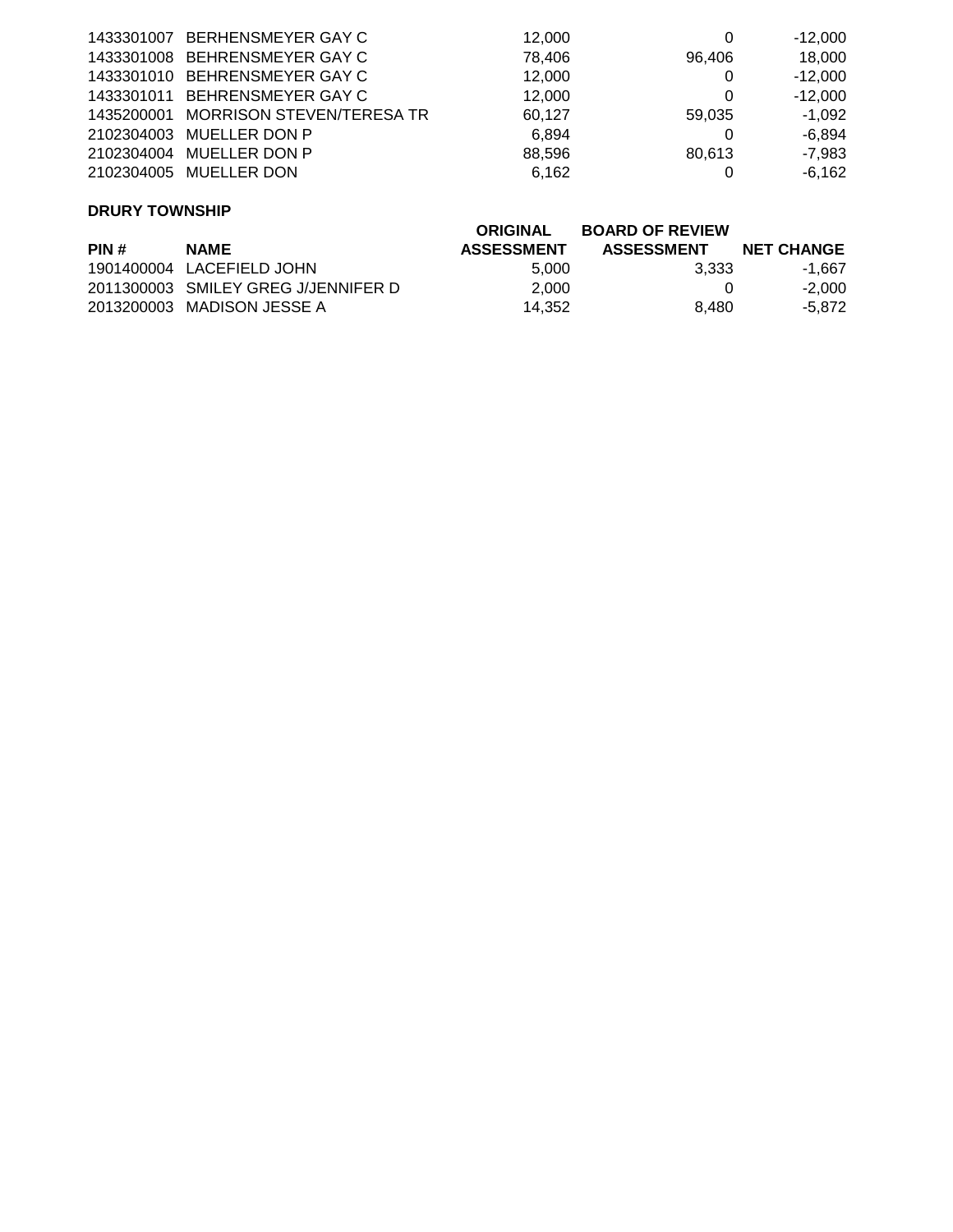| | | | | |
|---|---|---|---|---|
| 1433301007 | BERHENSMEYER GAY C | 12,000 | 0 | -12,000 |
| 1433301008 | BEHRENSMEYER GAY C | 78,406 | 96,406 | 18,000 |
| 1433301010 | BEHRENSMEYER GAY C | 12,000 | 0 | -12,000 |
| 1433301011 | BEHRENSMEYER GAY C | 12,000 | 0 | -12,000 |
| 1435200001 | MORRISON STEVEN/TERESA TR | 60,127 | 59,035 | -1,092 |
| 2102304003 | MUELLER DON P | 6,894 | 0 | -6,894 |
| 2102304004 | MUELLER DON P | 88,596 | 80,613 | -7,983 |
| 2102304005 | MUELLER DON | 6,162 | 0 | -6,162 |

**DRURY TOWNSHIP**

| PIN # | NAME | ORIGINAL ASSESSMENT | BOARD OF REVIEW ASSESSMENT | NET CHANGE |
|---|---|---|---|---|
| 1901400004 | LACEFIELD JOHN | 5,000 | 3,333 | -1,667 |
| 2011300003 | SMILEY GREG J/JENNIFER D | 2,000 | 0 | -2,000 |
| 2013200003 | MADISON JESSE A | 14,352 | 8,480 | -5,872 |